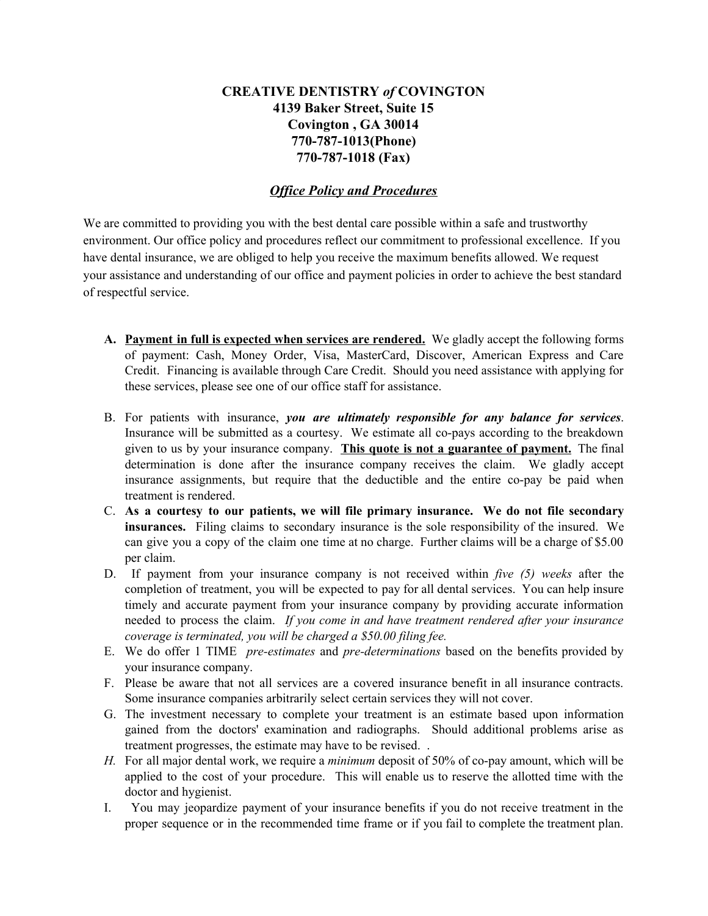**CREATIVE DENTISTRY *of* COVINGTON**
**4139 Baker Street, Suite 15**
**Covington , GA 30014**
**770-787-1013(Phone)**
**770-787-1018 (Fax)**

## ***Office Policy and Procedures***

We are committed to providing you with the best dental care possible within a safe and trustworthy environment. Our office policy and procedures reflect our commitment to professional excellence. If you have dental insurance, we are obliged to help you receive the maximum benefits allowed. We request your assistance and understanding of our office and payment policies in order to achieve the best standard of respectful service.

A. **Payment in full is expected when services are rendered.** We gladly accept the following forms of payment: Cash, Money Order, Visa, MasterCard, Discover, American Express and Care Credit. Financing is available through Care Credit. Should you need assistance with applying for these services, please see one of our office staff for assistance.

B. For patients with insurance, ***you are ultimately responsible for any balance for services***. Insurance will be submitted as a courtesy. We estimate all co-pays according to the breakdown given to us by your insurance company. **This quote is not a guarantee of payment.** The final determination is done after the insurance company receives the claim. We gladly accept insurance assignments, but require that the deductible and the entire co-pay be paid when treatment is rendered.

C. **As a courtesy to our patients, we will file primary insurance. We do not file secondary insurances.** Filing claims to secondary insurance is the sole responsibility of the insured. We can give you a copy of the claim one time at no charge. Further claims will be a charge of $5.00 per claim.

D. If payment from your insurance company is not received within *five (5) weeks* after the completion of treatment, you will be expected to pay for all dental services. You can help insure timely and accurate payment from your insurance company by providing accurate information needed to process the claim. *If you come in and have treatment rendered after your insurance coverage is terminated, you will be charged a $50.00 filing fee.*

E. We do offer 1 TIME *pre-estimates* and *pre-determinations* based on the benefits provided by your insurance company.

F. Please be aware that not all services are a covered insurance benefit in all insurance contracts. Some insurance companies arbitrarily select certain services they will not cover.

G. The investment necessary to complete your treatment is an estimate based upon information gained from the doctors' examination and radiographs. Should additional problems arise as treatment progresses, the estimate may have to be revised. .

*H.* For all major dental work, we require a *minimum* deposit of 50% of co-pay amount, which will be applied to the cost of your procedure. This will enable us to reserve the allotted time with the doctor and hygienist.

I. You may jeopardize payment of your insurance benefits if you do not receive treatment in the proper sequence or in the recommended time frame or if you fail to complete the treatment plan.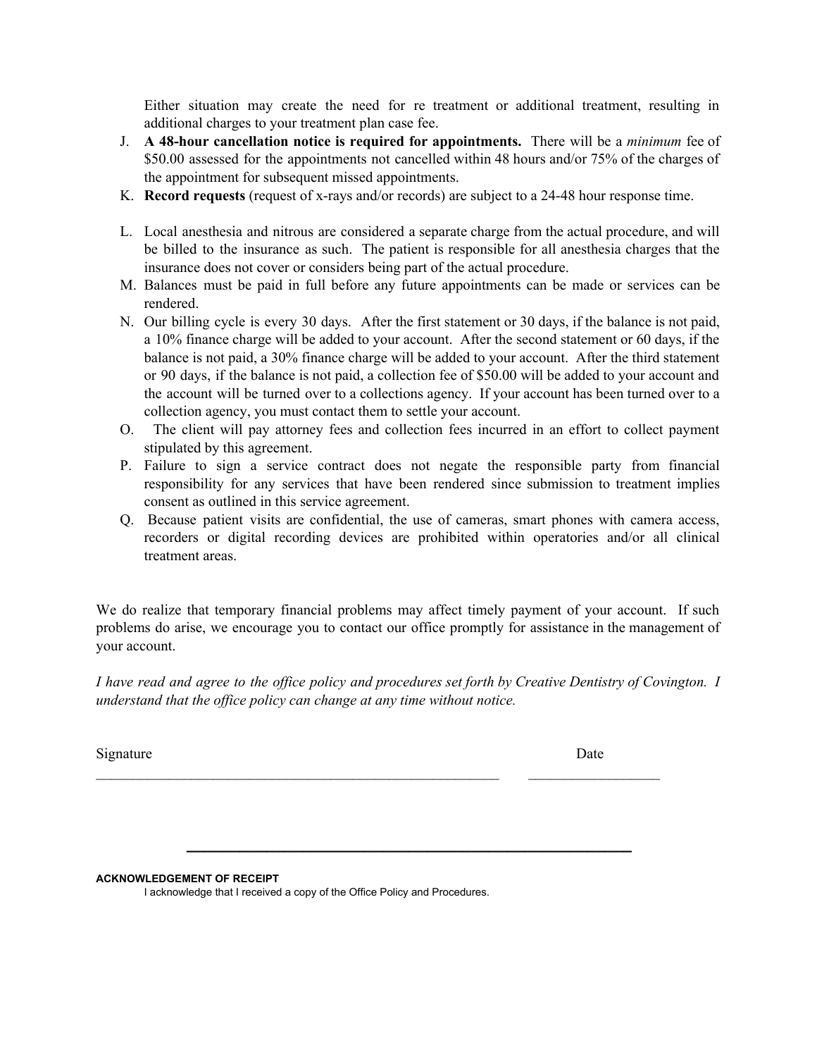Either situation may create the need for re treatment or additional treatment, resulting in additional charges to your treatment plan case fee.

J. **A 48-hour cancellation notice is required for appointments.** There will be a *minimum* fee of $50.00 assessed for the appointments not cancelled within 48 hours and/or 75% of the charges of the appointment for subsequent missed appointments.
K. **Record requests** (request of x-rays and/or records) are subject to a 24-48 hour response time.
L. Local anesthesia and nitrous are considered a separate charge from the actual procedure, and will be billed to the insurance as such. The patient is responsible for all anesthesia charges that the insurance does not cover or considers being part of the actual procedure.
M. Balances must be paid in full before any future appointments can be made or services can be rendered.
N. Our billing cycle is every 30 days. After the first statement or 30 days, if the balance is not paid, a 10% finance charge will be added to your account. After the second statement or 60 days, if the balance is not paid, a 30% finance charge will be added to your account. After the third statement or 90 days, if the balance is not paid, a collection fee of $50.00 will be added to your account and the account will be turned over to a collections agency. If your account has been turned over to a collection agency, you must contact them to settle your account.
O. The client will pay attorney fees and collection fees incurred in an effort to collect payment stipulated by this agreement.
P. Failure to sign a service contract does not negate the responsible party from financial responsibility for any services that have been rendered since submission to treatment implies consent as outlined in this service agreement.
Q. Because patient visits are confidential, the use of cameras, smart phones with camera access, recorders or digital recording devices are prohibited within operatories and/or all clinical treatment areas.

We do realize that temporary financial problems may affect timely payment of your account. If such problems do arise, we encourage you to contact our office promptly for assistance in the management of your account.

*I have read and agree to the office policy and procedures set forth by Creative Dentistry of Covington. I understand that the office policy can change at any time without notice.*

Signature ______________________________ Date ____________

**ACKNOWLEDGEMENT OF RECEIPT**

I acknowledge that I received a copy of the Office Policy and Procedures.